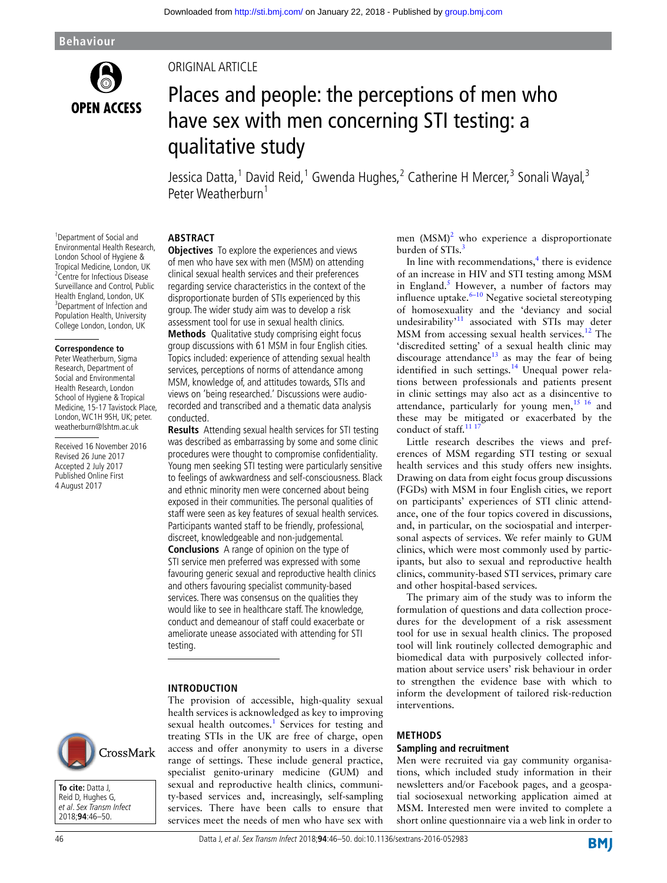ORIGINAL ARTICLE

# Places and people: the perceptions of men who have sex with men concerning STI testing: a qualitative study

Jessica Datta,[1] David Reid,[1] Gwenda Hughes,[2] Catherine H Mercer,[3] Sonali Wayal,[3] Peter Weatherburn[1]

[1]Department of Social and Environmental Health Research, London School of Hygiene & Tropical Medicine, London, UK
[2]Centre for Infectious Disease Surveillance and Control, Public Health England, London, UK
[3]Department of Infection and Population Health, University College London, London, UK

**Correspondence to**
Peter Weatherburn, Sigma Research, Department of Social and Environmental Health Research, London School of Hygiene & Tropical Medicine, 15-17 Tavistock Place, London, WC1H 9SH, UK; peter.weatherburn@lshtm.ac.uk

Received 16 November 2016
Revised 26 June 2017
Accepted 2 July 2017
Published Online First 4 August 2017

**To cite:** Datta J, Reid D, Hughes G, *et al*. *Sex Transm Infect* 2018;**94**:46–50.

## ABSTRACT

**Objectives** To explore the experiences and views of men who have sex with men (MSM) on attending clinical sexual health services and their preferences regarding service characteristics in the context of the disproportionate burden of STIs experienced by this group. The wider study aim was to develop a risk assessment tool for use in sexual health clinics.

**Methods** Qualitative study comprising eight focus group discussions with 61 MSM in four English cities. Topics included: experience of attending sexual health services, perceptions of norms of attendance among MSM, knowledge of, and attitudes towards, STIs and views on 'being researched.' Discussions were audio-recorded and transcribed and a thematic data analysis conducted.

**Results** Attending sexual health services for STI testing was described as embarrassing by some and some clinic procedures were thought to compromise confidentiality. Young men seeking STI testing were particularly sensitive to feelings of awkwardness and self-consciousness. Black and ethnic minority men were concerned about being exposed in their communities. The personal qualities of staff were seen as key features of sexual health services. Participants wanted staff to be friendly, professional, discreet, knowledgeable and non-judgemental.

**Conclusions** A range of opinion on the type of STI service men preferred was expressed with some favouring generic sexual and reproductive health clinics and others favouring specialist community-based services. There was consensus on the qualities they would like to see in healthcare staff. The knowledge, conduct and demeanour of staff could exacerbate or ameliorate unease associated with attending for STI testing.

## INTRODUCTION

The provision of accessible, high-quality sexual health services is acknowledged as key to improving sexual health outcomes.[1] Services for testing and treating STIs in the UK are free of charge, open access and offer anonymity to users in a diverse range of settings. These include general practice, specialist genito-urinary medicine (GUM) and sexual and reproductive health clinics, community-based services and, increasingly, self-sampling services. There have been calls to ensure that services meet the needs of men who have sex with men (MSM)[2] who experience a disproportionate burden of STIs.[3]

In line with recommendations,[4] there is evidence of an increase in HIV and STI testing among MSM in England.[5] However, a number of factors may influence uptake.[6–10] Negative societal stereotyping of homosexuality and the 'deviancy and social undesirability'[11] associated with STIs may deter MSM from accessing sexual health services.[12] The 'discredited setting' of a sexual health clinic may discourage attendance[13] as may the fear of being identified in such settings.[14] Unequal power relations between professionals and patients present in clinic settings may also act as a disincentive to attendance, particularly for young men,[15,16] and these may be mitigated or exacerbated by the conduct of staff.[11,17]

Little research describes the views and preferences of MSM regarding STI testing or sexual health services and this study offers new insights. Drawing on data from eight focus group discussions (FGDs) with MSM in four English cities, we report on participants' experiences of STI clinic attendance, one of the four topics covered in discussions, and, in particular, on the sociospatial and interpersonal aspects of services. We refer mainly to GUM clinics, which were most commonly used by participants, but also to sexual and reproductive health clinics, community-based STI services, primary care and other hospital-based services.

The primary aim of the study was to inform the formulation of questions and data collection procedures for the development of a risk assessment tool for use in sexual health clinics. The proposed tool will link routinely collected demographic and biomedical data with purposively collected information about service users' risk behaviour in order to strengthen the evidence base with which to inform the development of tailored risk-reduction interventions.

## METHODS

### Sampling and recruitment

Men were recruited via gay community organisations, which included study information in their newsletters and/or Facebook pages, and a geospatial sociosexual networking application aimed at MSM. Interested men were invited to complete a short online questionnaire via a web link in order to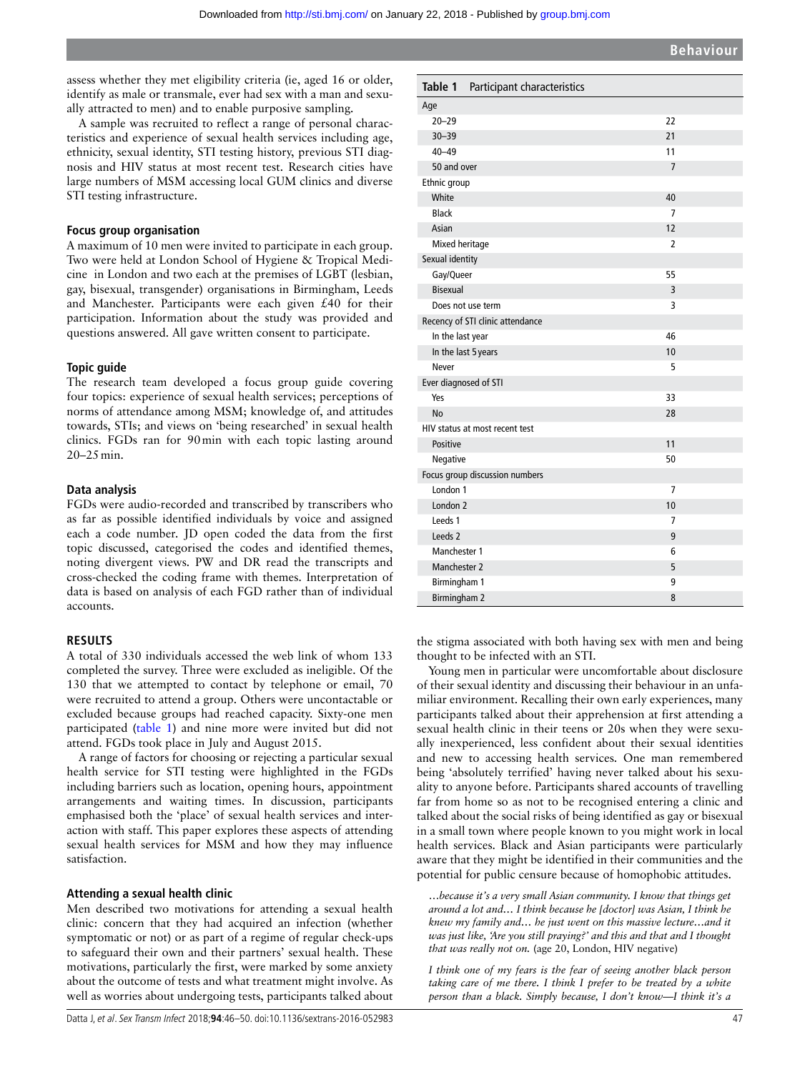assess whether they met eligibility criteria (ie, aged 16 or older, identify as male or transmale, ever had sex with a man and sexually attracted to men) and to enable purposive sampling.

A sample was recruited to reflect a range of personal characteristics and experience of sexual health services including age, ethnicity, sexual identity, STI testing history, previous STI diagnosis and HIV status at most recent test. Research cities have large numbers of MSM accessing local GUM clinics and diverse STI testing infrastructure.

### Focus group organisation

A maximum of 10 men were invited to participate in each group. Two were held at London School of Hygiene & Tropical Medicine in London and two each at the premises of LGBT (lesbian, gay, bisexual, transgender) organisations in Birmingham, Leeds and Manchester. Participants were each given £40 for their participation. Information about the study was provided and questions answered. All gave written consent to participate.

### Topic guide

The research team developed a focus group guide covering four topics: experience of sexual health services; perceptions of norms of attendance among MSM; knowledge of, and attitudes towards, STIs; and views on 'being researched' in sexual health clinics. FGDs ran for 90 min with each topic lasting around 20–25 min.

### Data analysis

FGDs were audio-recorded and transcribed by transcribers who as far as possible identified individuals by voice and assigned each a code number. JD open coded the data from the first topic discussed, categorised the codes and identified themes, noting divergent views. PW and DR read the transcripts and cross-checked the coding frame with themes. Interpretation of data is based on analysis of each FGD rather than of individual accounts.

## RESULTS

A total of 330 individuals accessed the web link of whom 133 completed the survey. Three were excluded as ineligible. Of the 130 that we attempted to contact by telephone or email, 70 were recruited to attend a group. Others were uncontactable or excluded because groups had reached capacity. Sixty-one men participated (table 1) and nine more were invited but did not attend. FGDs took place in July and August 2015.

A range of factors for choosing or rejecting a particular sexual health service for STI testing were highlighted in the FGDs including barriers such as location, opening hours, appointment arrangements and waiting times. In discussion, participants emphasised both the 'place' of sexual health services and interaction with staff. This paper explores these aspects of attending sexual health services for MSM and how they may influence satisfaction.

### Attending a sexual health clinic

Men described two motivations for attending a sexual health clinic: concern that they had acquired an infection (whether symptomatic or not) or as part of a regime of regular check-ups to safeguard their own and their partners' sexual health. These motivations, particularly the first, were marked by some anxiety about the outcome of tests and what treatment might involve. As well as worries about undergoing tests, participants talked about the stigma associated with both having sex with men and being thought to be infected with an STI.

**Table 1** Participant characteristics

| | |
|---|---|
| **Age** | |
| 20–29 | 22 |
| 30–39 | 21 |
| 40–49 | 11 |
| 50 and over | 7 |
| **Ethnic group** | |
| White | 40 |
| Black | 7 |
| Asian | 12 |
| Mixed heritage | 2 |
| **Sexual identity** | |
| Gay/Queer | 55 |
| Bisexual | 3 |
| Does not use term | 3 |
| **Recency of STI clinic attendance** | |
| In the last year | 46 |
| In the last 5 years | 10 |
| Never | 5 |
| **Ever diagnosed of STI** | |
| Yes | 33 |
| No | 28 |
| **HIV status at most recent test** | |
| Positive | 11 |
| Negative | 50 |
| **Focus group discussion numbers** | |
| London 1 | 7 |
| London 2 | 10 |
| Leeds 1 | 7 |
| Leeds 2 | 9 |
| Manchester 1 | 6 |
| Manchester 2 | 5 |
| Birmingham 1 | 9 |
| Birmingham 2 | 8 |

Young men in particular were uncomfortable about disclosure of their sexual identity and discussing their behaviour in an unfamiliar environment. Recalling their own early experiences, many participants talked about their apprehension at first attending a sexual health clinic in their teens or 20s when they were sexually inexperienced, less confident about their sexual identities and new to accessing health services. One man remembered being 'absolutely terrified' having never talked about his sexuality to anyone before. Participants shared accounts of travelling far from home so as not to be recognised entering a clinic and talked about the social risks of being identified as gay or bisexual in a small town where people known to you might work in local health services. Black and Asian participants were particularly aware that they might be identified in their communities and the potential for public censure because of homophobic attitudes.

> *…because it's a very small Asian community. I know that things get around a lot and… I think because he [doctor] was Asian, I think he knew my family and… he just went on this massive lecture…and it was just like, 'Are you still praying?' and this and that and I thought that was really not on.* (age 20, London, HIV negative)

> *I think one of my fears is the fear of seeing another black person taking care of me there. I think I prefer to be treated by a white person than a black. Simply because, I don't know—I think it's a*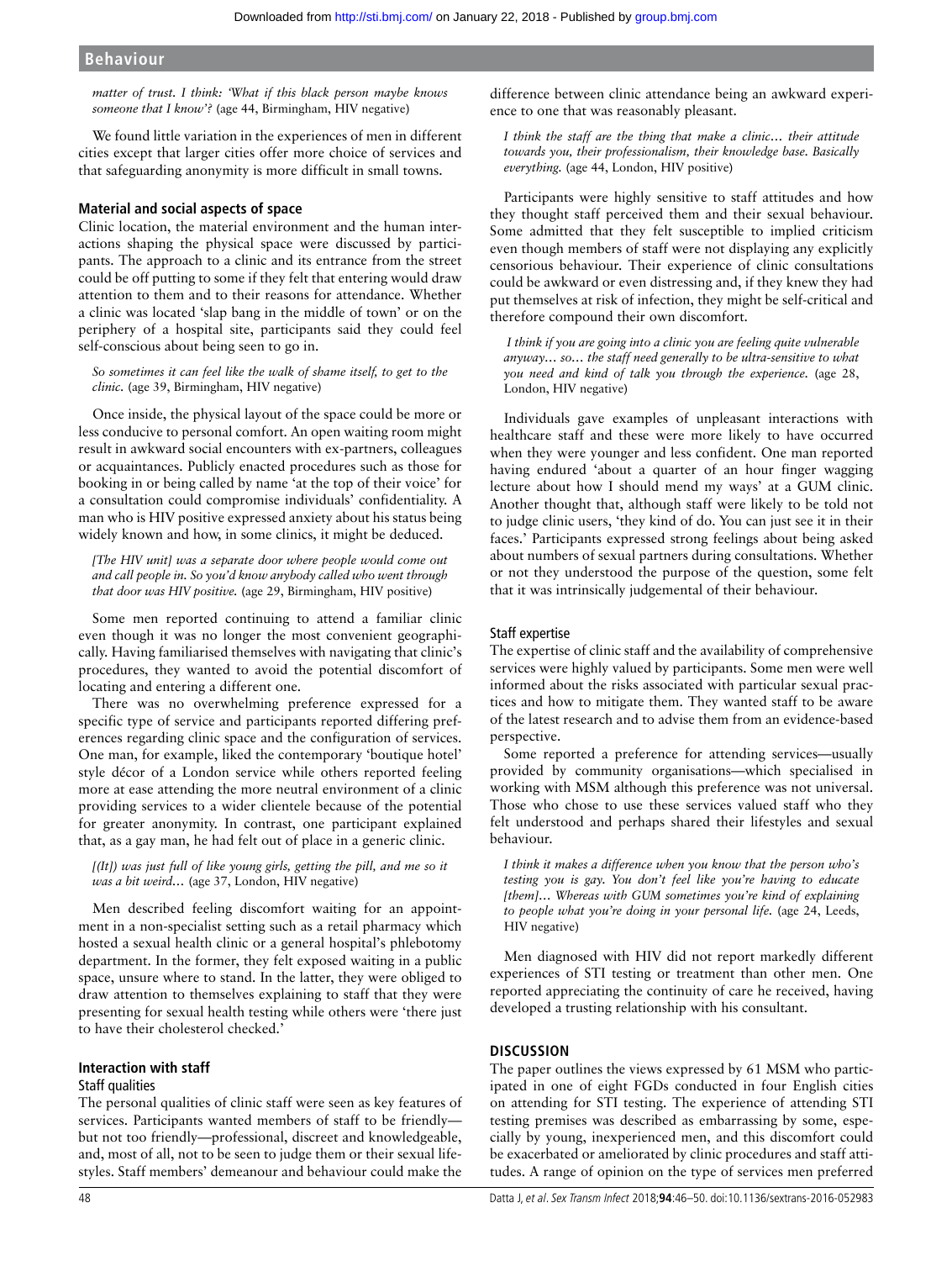*matter of trust. I think: 'What if this black person maybe knows someone that I know'?* (age 44, Birmingham, HIV negative)

We found little variation in the experiences of men in different cities except that larger cities offer more choice of services and that safeguarding anonymity is more difficult in small towns.

### Material and social aspects of space

Clinic location, the material environment and the human interactions shaping the physical space were discussed by participants. The approach to a clinic and its entrance from the street could be off putting to some if they felt that entering would draw attention to them and to their reasons for attendance. Whether a clinic was located 'slap bang in the middle of town' or on the periphery of a hospital site, participants said they could feel self-conscious about being seen to go in.

> *So sometimes it can feel like the walk of shame itself, to get to the clinic.* (age 39, Birmingham, HIV negative)

Once inside, the physical layout of the space could be more or less conducive to personal comfort. An open waiting room might result in awkward social encounters with ex-partners, colleagues or acquaintances. Publicly enacted procedures such as those for booking in or being called by name 'at the top of their voice' for a consultation could compromise individuals' confidentiality. A man who is HIV positive expressed anxiety about his status being widely known and how, in some clinics, it might be deduced.

> *[The HIV unit] was a separate door where people would come out and call people in. So you'd know anybody called who went through that door was HIV positive.* (age 29, Birmingham, HIV positive)

Some men reported continuing to attend a familiar clinic even though it was no longer the most convenient geographically. Having familiarised themselves with navigating that clinic's procedures, they wanted to avoid the potential discomfort of locating and entering a different one.

There was no overwhelming preference expressed for a specific type of service and participants reported differing preferences regarding clinic space and the configuration of services. One man, for example, liked the contemporary 'boutique hotel' style décor of a London service while others reported feeling more at ease attending the more neutral environment of a clinic providing services to a wider clientele because of the potential for greater anonymity. In contrast, one participant explained that, as a gay man, he had felt out of place in a generic clinic.

> *[(It]) was just full of like young girls, getting the pill, and me so it was a bit weird…* (age 37, London, HIV negative)

Men described feeling discomfort waiting for an appointment in a non-specialist setting such as a retail pharmacy which hosted a sexual health clinic or a general hospital's phlebotomy department. In the former, they felt exposed waiting in a public space, unsure where to stand. In the latter, they were obliged to draw attention to themselves explaining to staff that they were presenting for sexual health testing while others were 'there just to have their cholesterol checked.'

### Interaction with staff

#### Staff qualities

The personal qualities of clinic staff were seen as key features of services. Participants wanted members of staff to be friendly—but not too friendly—professional, discreet and knowledgeable, and, most of all, not to be seen to judge them or their sexual lifestyles. Staff members' demeanour and behaviour could make the difference between clinic attendance being an awkward experience to one that was reasonably pleasant.

> *I think the staff are the thing that make a clinic… their attitude towards you, their professionalism, their knowledge base. Basically everything.* (age 44, London, HIV positive)

Participants were highly sensitive to staff attitudes and how they thought staff perceived them and their sexual behaviour. Some admitted that they felt susceptible to implied criticism even though members of staff were not displaying any explicitly censorious behaviour. Their experience of clinic consultations could be awkward or even distressing and, if they knew they had put themselves at risk of infection, they might be self-critical and therefore compound their own discomfort.

> *I think if you are going into a clinic you are feeling quite vulnerable anyway… so… the staff need generally to be ultra-sensitive to what you need and kind of talk you through the experience.* (age 28, London, HIV negative)

Individuals gave examples of unpleasant interactions with healthcare staff and these were more likely to have occurred when they were younger and less confident. One man reported having endured 'about a quarter of an hour finger wagging lecture about how I should mend my ways' at a GUM clinic. Another thought that, although staff were likely to be told not to judge clinic users, 'they kind of do. You can just see it in their faces.' Participants expressed strong feelings about being asked about numbers of sexual partners during consultations. Whether or not they understood the purpose of the question, some felt that it was intrinsically judgemental of their behaviour.

#### Staff expertise

The expertise of clinic staff and the availability of comprehensive services were highly valued by participants. Some men were well informed about the risks associated with particular sexual practices and how to mitigate them. They wanted staff to be aware of the latest research and to advise them from an evidence-based perspective.

Some reported a preference for attending services—usually provided by community organisations—which specialised in working with MSM although this preference was not universal. Those who chose to use these services valued staff who they felt understood and perhaps shared their lifestyles and sexual behaviour.

> *I think it makes a difference when you know that the person who's testing you is gay. You don't feel like you're having to educate [them]… Whereas with GUM sometimes you're kind of explaining to people what you're doing in your personal life.* (age 24, Leeds, HIV negative)

Men diagnosed with HIV did not report markedly different experiences of STI testing or treatment than other men. One reported appreciating the continuity of care he received, having developed a trusting relationship with his consultant.

## DISCUSSION

The paper outlines the views expressed by 61 MSM who participated in one of eight FGDs conducted in four English cities on attending for STI testing. The experience of attending STI testing premises was described as embarrassing by some, especially by young, inexperienced men, and this discomfort could be exacerbated or ameliorated by clinic procedures and staff attitudes. A range of opinion on the type of services men preferred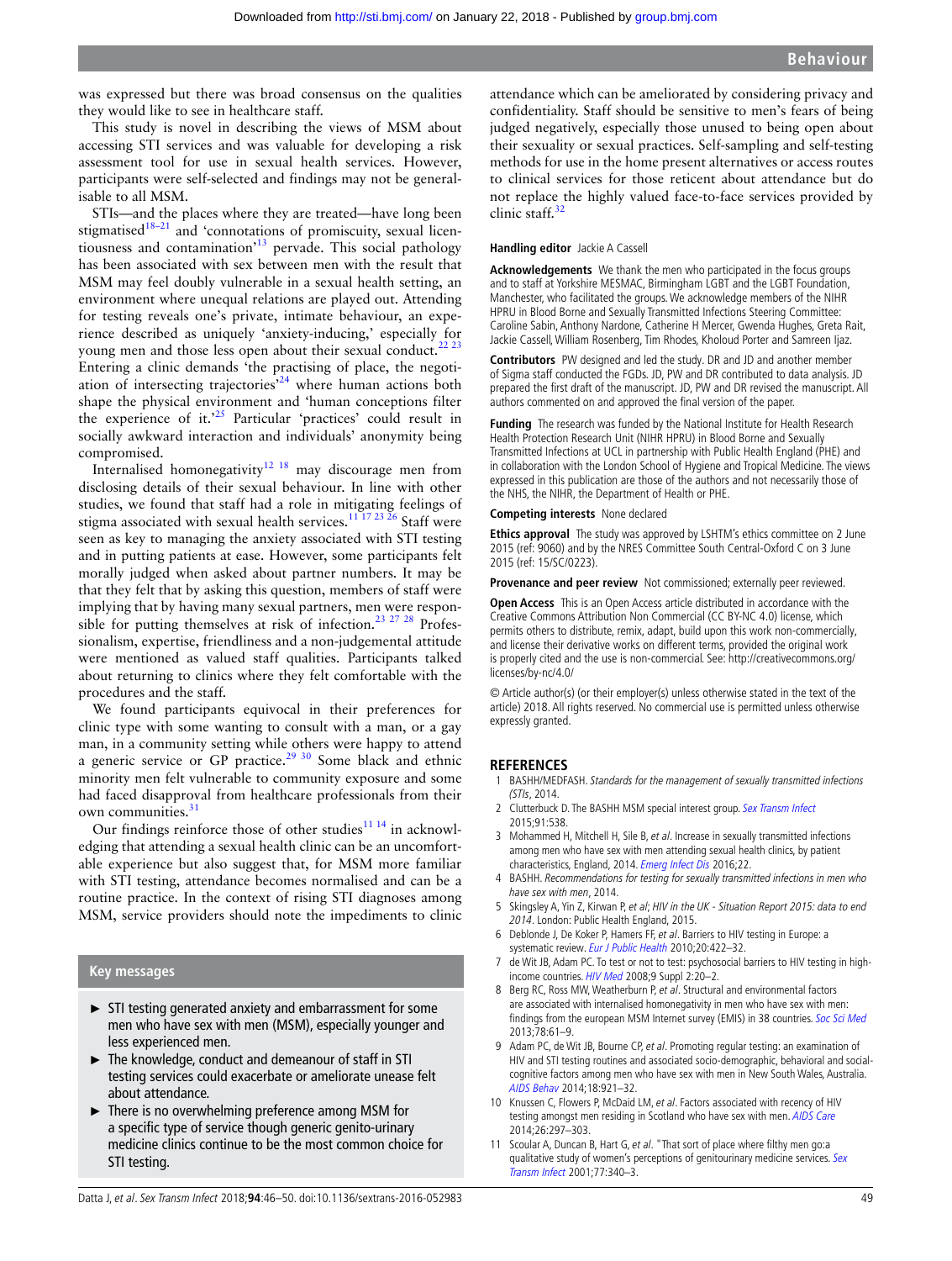was expressed but there was broad consensus on the qualities they would like to see in healthcare staff.

This study is novel in describing the views of MSM about accessing STI services and was valuable for developing a risk assessment tool for use in sexual health services. However, participants were self-selected and findings may not be generalisable to all MSM.

STIs—and the places where they are treated—have long been stigmatised[18–21] and 'connotations of promiscuity, sexual licentiousness and contamination'[13] pervade. This social pathology has been associated with sex between men with the result that MSM may feel doubly vulnerable in a sexual health setting, an environment where unequal relations are played out. Attending for testing reveals one's private, intimate behaviour, an experience described as uniquely 'anxiety-inducing,' especially for young men and those less open about their sexual conduct.[22 23] Entering a clinic demands 'the practising of place, the negotiation of intersecting trajectories'[24] where human actions both shape the physical environment and 'human conceptions filter the experience of it.'[25] Particular 'practices' could result in socially awkward interaction and individuals' anonymity being compromised.

Internalised homonegativity[12 18] may discourage men from disclosing details of their sexual behaviour. In line with other studies, we found that staff had a role in mitigating feelings of stigma associated with sexual health services.[11 17 23 26] Staff were seen as key to managing the anxiety associated with STI testing and in putting patients at ease. However, some participants felt morally judged when asked about partner numbers. It may be that they felt that by asking this question, members of staff were implying that by having many sexual partners, men were responsible for putting themselves at risk of infection.[23 27 28] Professionalism, expertise, friendliness and a non-judgemental attitude were mentioned as valued staff qualities. Participants talked about returning to clinics where they felt comfortable with the procedures and the staff.

We found participants equivocal in their preferences for clinic type with some wanting to consult with a man, or a gay man, in a community setting while others were happy to attend a generic service or GP practice.[29 30] Some black and ethnic minority men felt vulnerable to community exposure and some had faced disapproval from healthcare professionals from their own communities.[31]

Our findings reinforce those of other studies[11 14] in acknowledging that attending a sexual health clinic can be an uncomfortable experience but also suggest that, for MSM more familiar with STI testing, attendance becomes normalised and can be a routine practice. In the context of rising STI diagnoses among MSM, service providers should note the impediments to clinic attendance which can be ameliorated by considering privacy and confidentiality. Staff should be sensitive to men's fears of being judged negatively, especially those unused to being open about their sexuality or sexual practices. Self-sampling and self-testing methods for use in the home present alternatives or access routes to clinical services for those reticent about attendance but do not replace the highly valued face-to-face services provided by clinic staff.[32]

### Key messages

- STI testing generated anxiety and embarrassment for some men who have sex with men (MSM), especially younger and less experienced men.
- The knowledge, conduct and demeanour of staff in STI testing services could exacerbate or ameliorate unease felt about attendance.
- There is no overwhelming preference among MSM for a specific type of service though generic genito-urinary medicine clinics continue to be the most common choice for STI testing.

**Handling editor** Jackie A Cassell

**Acknowledgements** We thank the men who participated in the focus groups and to staff at Yorkshire MESMAC, Birmingham LGBT and the LGBT Foundation, Manchester, who facilitated the groups. We acknowledge members of the NIHR HPRU in Blood Borne and Sexually Transmitted Infections Steering Committee: Caroline Sabin, Anthony Nardone, Catherine H Mercer, Gwenda Hughes, Greta Rait, Jackie Cassell, William Rosenberg, Tim Rhodes, Kholoud Porter and Samreen Ijaz.

**Contributors** PW designed and led the study. DR and JD and another member of Sigma staff conducted the FGDs. JD, PW and DR contributed to data analysis. JD prepared the first draft of the manuscript. JD, PW and DR revised the manuscript. All authors commented on and approved the final version of the paper.

**Funding** The research was funded by the National Institute for Health Research Health Protection Research Unit (NIHR HPRU) in Blood Borne and Sexually Transmitted Infections at UCL in partnership with Public Health England (PHE) and in collaboration with the London School of Hygiene and Tropical Medicine. The views expressed in this publication are those of the authors and not necessarily those of the NHS, the NIHR, the Department of Health or PHE.

**Competing interests** None declared

**Ethics approval** The study was approved by LSHTM's ethics committee on 2 June 2015 (ref: 9060) and by the NRES Committee South Central-Oxford C on 3 June 2015 (ref: 15/SC/0223).

**Provenance and peer review** Not commissioned; externally peer reviewed.

**Open Access** This is an Open Access article distributed in accordance with the Creative Commons Attribution Non Commercial (CC BY-NC 4.0) license, which permits others to distribute, remix, adapt, build upon this work non-commercially, and license their derivative works on different terms, provided the original work is properly cited and the use is non-commercial. See: http://creativecommons.org/licenses/by-nc/4.0/

© Article author(s) (or their employer(s) unless otherwise stated in the text of the article) 2018. All rights reserved. No commercial use is permitted unless otherwise expressly granted.

## REFERENCES

1. BASHH/MEDFASH. *Standards for the management of sexually transmitted infections (STIs*, 2014.
2. Clutterbuck D. The BASHH MSM special interest group. *Sex Transm Infect* 2015;91:538.
3. Mohammed H, Mitchell H, Sile B, *et al*. Increase in sexually transmitted infections among men who have sex with men attending sexual health clinics, by patient characteristics, England, 2014. *Emerg Infect Dis* 2016;22.
4. BASHH. *Recommendations for testing for sexually transmitted infections in men who have sex with men*, 2014.
5. Skingsley A, Yin Z, Kirwan P, *et al*; *HIV in the UK - Situation Report 2015: data to end 2014*. London: Public Health England, 2015.
6. Deblonde J, De Koker P, Hamers FF, *et al*. Barriers to HIV testing in Europe: a systematic review. *Eur J Public Health* 2010;20:422–32.
7. de Wit JB, Adam PC. To test or not to test: psychosocial barriers to HIV testing in high-income countries. *HIV Med* 2008;9 Suppl 2:20–2.
8. Berg RC, Ross MW, Weatherburn P, *et al*. Structural and environmental factors are associated with internalised homonegativity in men who have sex with men: findings from the european MSM Internet survey (EMIS) in 38 countries. *Soc Sci Med* 2013;78:61–9.
9. Adam PC, de Wit JB, Bourne CP, *et al*. Promoting regular testing: an examination of HIV and STI testing routines and associated socio-demographic, behavioral and social-cognitive factors among men who have sex with men in New South Wales, Australia. *AIDS Behav* 2014;18:921–32.
10. Knussen C, Flowers P, McDaid LM, *et al*. Factors associated with recency of HIV testing amongst men residing in Scotland who have sex with men. *AIDS Care* 2014;26:297–303.
11. Scoular A, Duncan B, Hart G, *et al*. "That sort of place where filthy men go:a qualitative study of women's perceptions of genitourinary medicine services. *Sex Transm Infect* 2001;77:340–3.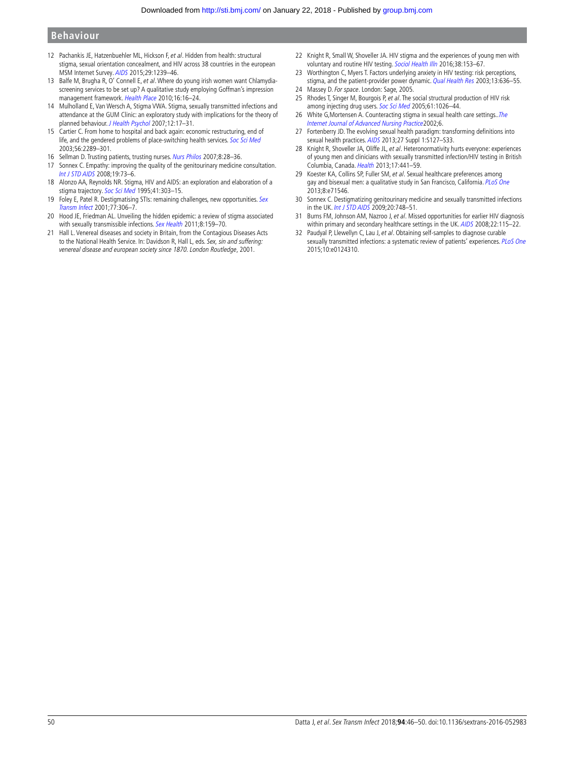12 Pachankis JE, Hatzenbuehler ML, Hickson F, *et al*. Hidden from health: structural stigma, sexual orientation concealment, and HIV across 38 countries in the european MSM Internet Survey. *AIDS* 2015;29:1239–46.
13 Balfe M, Brugha R, O' Connell E, *et al*. Where do young irish women want Chlamydia-screening services to be set up? A qualitative study employing Goffman's impression management framework. *Health Place* 2010;16:16–24.
14 Mulholland E, Van Wersch A, Stigma VWA. Stigma, sexually transmitted infections and attendance at the GUM Clinic: an exploratory study with implications for the theory of planned behaviour. *J Health Psychol* 2007;12:17–31.
15 Cartier C. From home to hospital and back again: economic restructuring, end of life, and the gendered problems of place-switching health services. *Soc Sci Med* 2003;56:2289–301.
16 Sellman D. Trusting patients, trusting nurses. *Nurs Philos* 2007;8:28–36.
17 Sonnex C. Empathy: improving the quality of the genitourinary medicine consultation. *Int J STD AIDS* 2008;19:73–6.
18 Alonzo AA, Reynolds NR. Stigma, HIV and AIDS: an exploration and elaboration of a stigma trajectory. *Soc Sci Med* 1995;41:303–15.
19 Foley E, Patel R. Destigmatising STIs: remaining challenges, new opportunities. *Sex Transm Infect* 2001;77:306–7.
20 Hood JE, Friedman AL. Unveiling the hidden epidemic: a review of stigma associated with sexually transmissible infections. *Sex Health* 2011;8:159–70.
21 Hall L. Venereal diseases and society in Britain, from the Contagious Diseases Acts to the National Health Service. In: Davidson R, Hall L, eds. *Sex, sin and suffering: venereal disease and european society since 1870. London Routledge*, 2001.
22 Knight R, Small W, Shoveller JA. HIV stigma and the experiences of young men with voluntary and routine HIV testing. *Sociol Health Illn* 2016;38:153–67.
23 Worthington C, Myers T. Factors underlying anxiety in HIV testing: risk perceptions, stigma, and the patient-provider power dynamic. *Qual Health Res* 2003;13:636–55.
24 Massey D. *For space*. London: Sage, 2005.
25 Rhodes T, Singer M, Bourgois P, *et al*. The social structural production of HIV risk among injecting drug users. *Soc Sci Med* 2005;61:1026–44.
26 White G,Mortensen A. Counteracting stigma in sexual health care settings..*The Internet Journal of Advanced Nursing Practice*2002;6.
27 Fortenberry JD. The evolving sexual health paradigm: transforming definitions into sexual health practices. *AIDS* 2013;27 Suppl 1:S127–S33.
28 Knight R, Shoveller JA, Oliffe JL, *et al*. Heteronormativity hurts everyone: experiences of young men and clinicians with sexually transmitted infection/HIV testing in British Columbia, Canada. *Health* 2013;17:441–59.
29 Koester KA, Collins SP, Fuller SM, *et al*. Sexual healthcare preferences among gay and bisexual men: a qualitative study in San Francisco, California. *PLoS One* 2013;8:e71546.
30 Sonnex C. Destigmatizing genitourinary medicine and sexually transmitted infections in the UK. *Int J STD AIDS* 2009;20:748–51.
31 Burns FM, Johnson AM, Nazroo J, *et al*. Missed opportunities for earlier HIV diagnosis within primary and secondary healthcare settings in the UK. *AIDS* 2008;22:115–22.
32 Paudyal P, Llewellyn C, Lau J, *et al*. Obtaining self-samples to diagnose curable sexually transmitted infections: a systematic review of patients' experiences. *PLoS One* 2015;10:e0124310.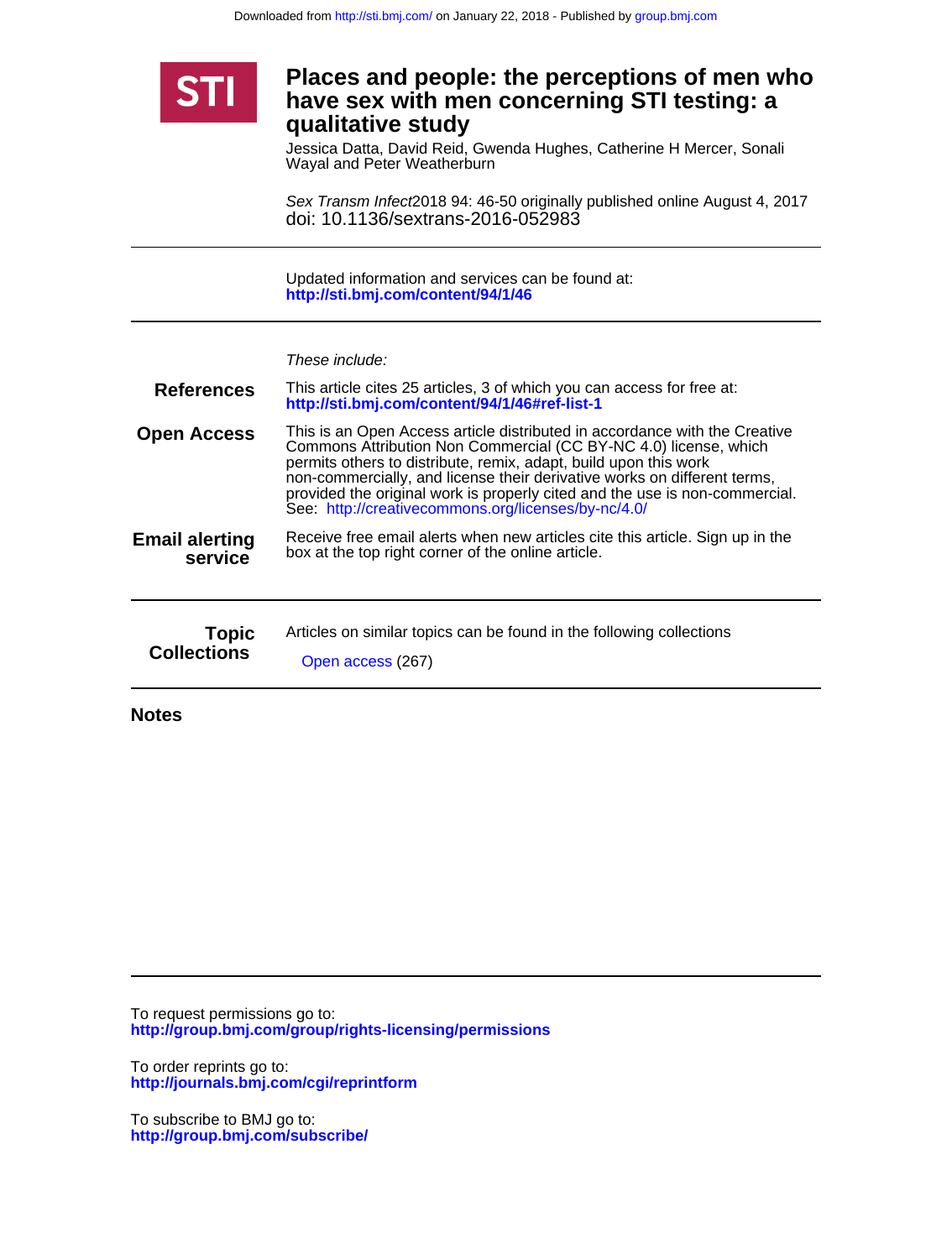Downloaded from http://sti.bmj.com/ on January 22, 2018 - Published by group.bmj.com

STI

# Places and people: the perceptions of men who have sex with men concerning STI testing: a qualitative study

Jessica Datta, David Reid, Gwenda Hughes, Catherine H Mercer, Sonali Wayal and Peter Weatherburn

*Sex Transm Infect* 2018 94: 46-50 originally published online August 4, 2017
doi: 10.1136/sextrans-2016-052983

Updated information and services can be found at:
**http://sti.bmj.com/content/94/1/46**

*These include:*

**References**
This article cites 25 articles, 3 of which you can access for free at:
**http://sti.bmj.com/content/94/1/46#ref-list-1**

**Open Access**
This is an Open Access article distributed in accordance with the Creative Commons Attribution Non Commercial (CC BY-NC 4.0) license, which permits others to distribute, remix, adapt, build upon this work non-commercially, and license their derivative works on different terms, provided the original work is properly cited and the use is non-commercial. See: http://creativecommons.org/licenses/by-nc/4.0/

**Email alerting service**
Receive free email alerts when new articles cite this article. Sign up in the box at the top right corner of the online article.

**Topic Collections**
Articles on similar topics can be found in the following collections

Open access (267)

## Notes

To request permissions go to:
**http://group.bmj.com/group/rights-licensing/permissions**

To order reprints go to:
**http://journals.bmj.com/cgi/reprintform**

To subscribe to BMJ go to:
**http://group.bmj.com/subscribe/**